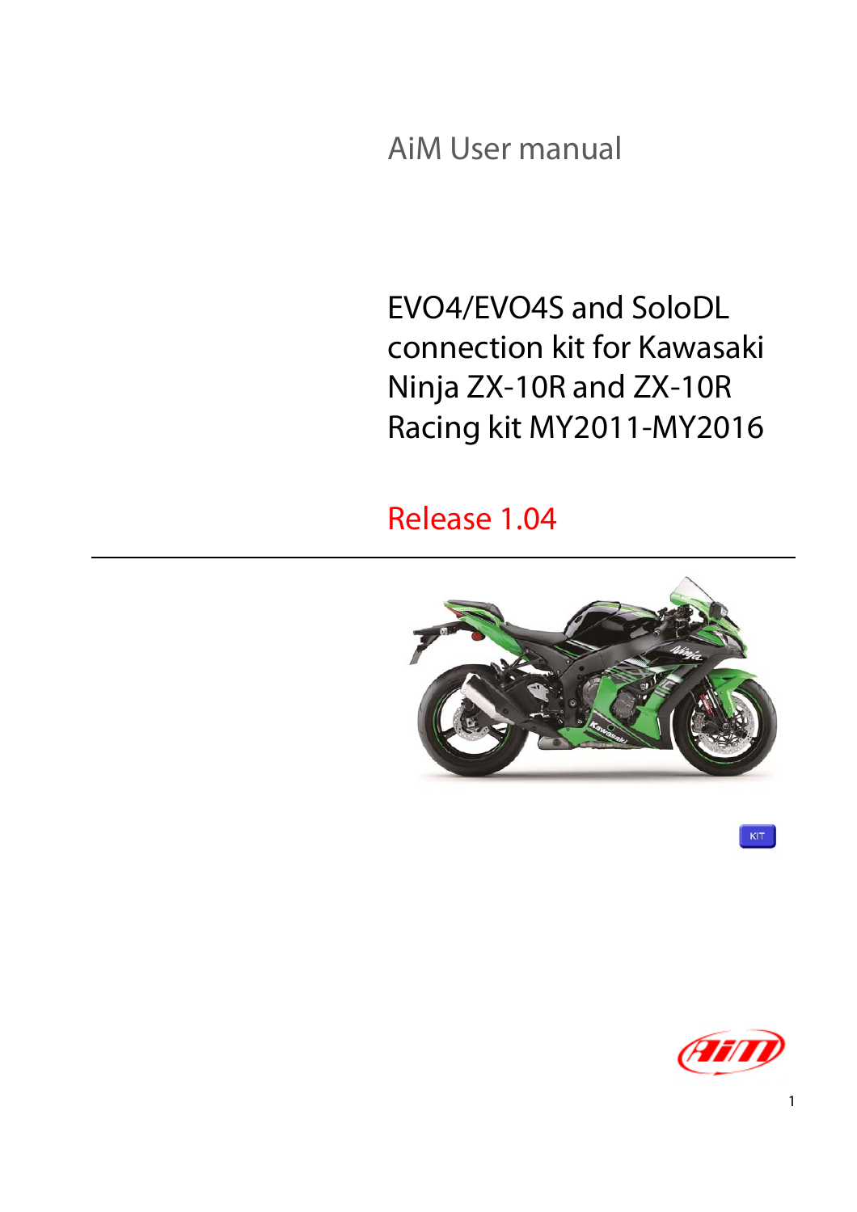AiM User manual

# EVO4/EVO4S and SoloDL connection kit for Kawasaki Ninja ZX-10R and ZX-10R Racing kit MY2011-MY2016

Release 1.04

KIT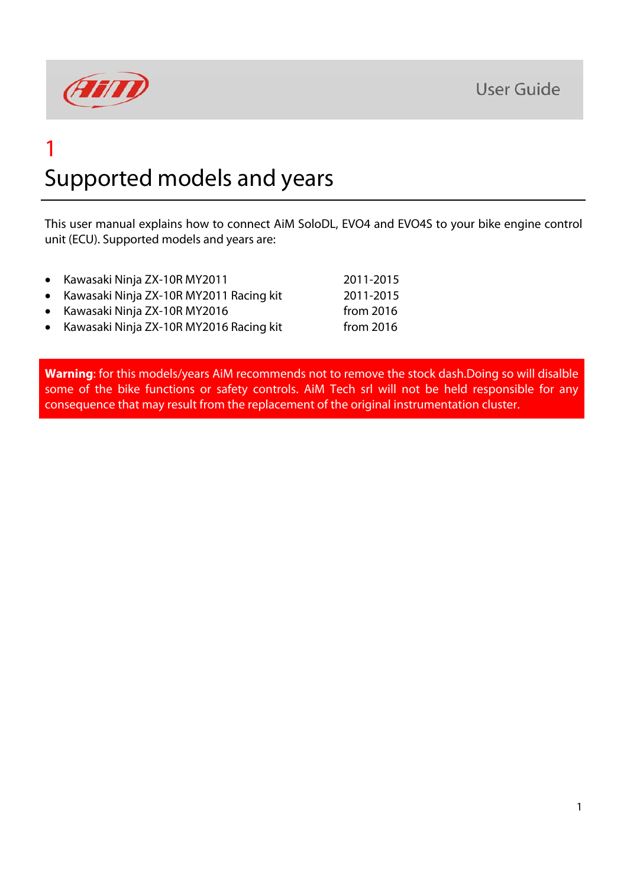# 1
# Supported models and years

This user manual explains how to connect AiM SoloDL, EVO4 and EVO4S to your bike engine control unit (ECU). Supported models and years are:

- Kawasaki Ninja ZX-10R MY2011 2011-2015
- Kawasaki Ninja ZX-10R MY2011 Racing kit 2011-2015
- Kawasaki Ninja ZX-10R MY2016 from 2016
- Kawasaki Ninja ZX-10R MY2016 Racing kit from 2016

**Warning**: for this models/years AiM recommends not to remove the stock dash.Doing so will disalble some of the bike functions or safety controls. AiM Tech srl will not be held responsible for any consequence that may result from the replacement of the original instrumentation cluster.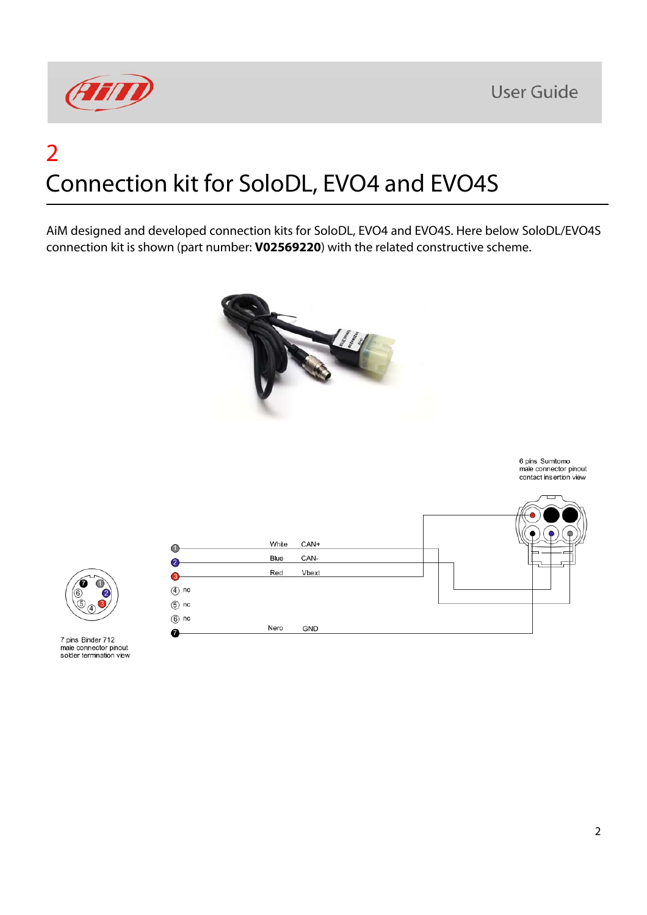# 2

# Connection kit for SoloDL, EVO4 and EVO4S

AiM designed and developed connection kits for SoloDL, EVO4 and EVO4S. Here below SoloDL/EVO4S connection kit is shown (part number: **V02569220**) with the related constructive scheme.

6 pins Sumitomo
male connector pinout
contact insertion view

| Pin | Colour | Signal |
|---|---|---|
| 1 | White | CAN+ |
| 2 | Blue | CAN- |
| 3 | Red | Vbext |
| 4 | | nc |
| 5 | | nc |
| 6 | | nc |
| 7 | Nero | GND |

7 pins Binder 712
male connector pinout
solder termination view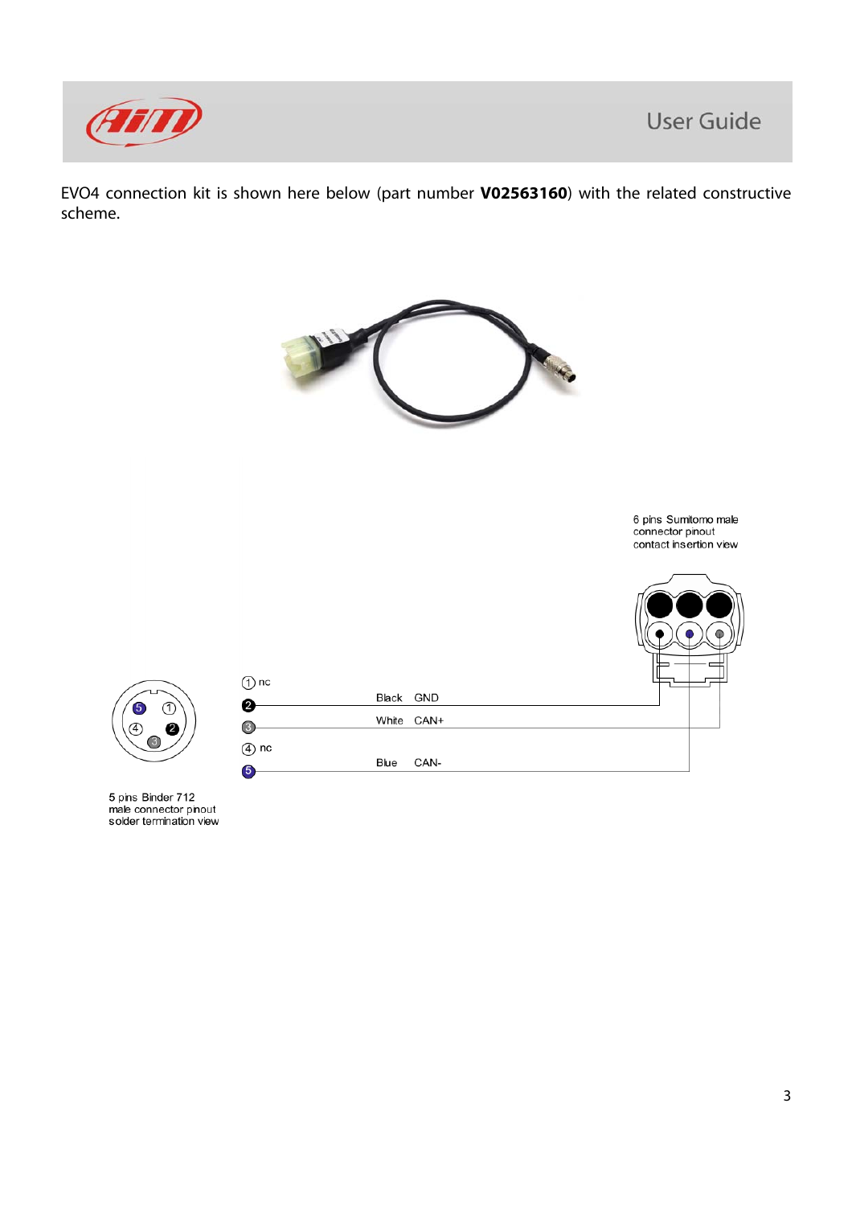EVO4 connection kit is shown here below (part number **V02563160**) with the related constructive scheme.

6 pins Sumitomo male connector pinout contact insertion view

| Binder pin | Cable color | Function |
|---|---|---|
| 1 | | nc |
| 2 | Black | GND |
| 3 | White | CAN+ |
| 4 | | nc |
| 5 | Blue | CAN- |

5 pins Binder 712 male connector pinout solder termination view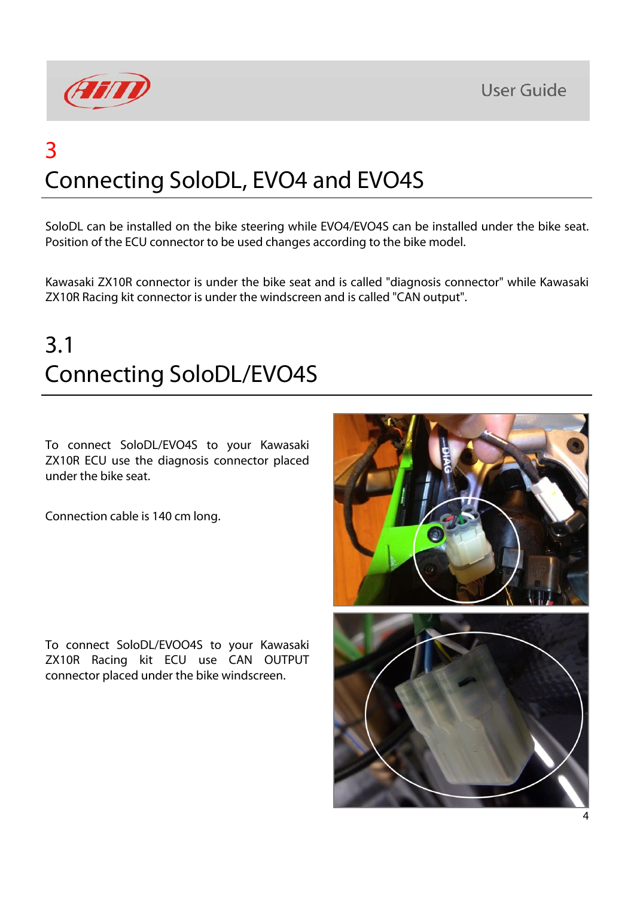# 3

# Connecting SoloDL, EVO4 and EVO4S

SoloDL can be installed on the bike steering while EVO4/EVO4S can be installed under the bike seat. Position of the ECU connector to be used changes according to the bike model.

Kawasaki ZX10R connector is under the bike seat and is called "diagnosis connector" while Kawasaki ZX10R Racing kit connector is under the windscreen and is called "CAN output".

## 3.1

## Connecting SoloDL/EVO4S

To connect SoloDL/EVO4S to your Kawasaki ZX10R ECU use the diagnosis connector placed under the bike seat.

Connection cable is 140 cm long.

To connect SoloDL/EVOO4S to your Kawasaki ZX10R Racing kit ECU use CAN OUTPUT connector placed under the bike windscreen.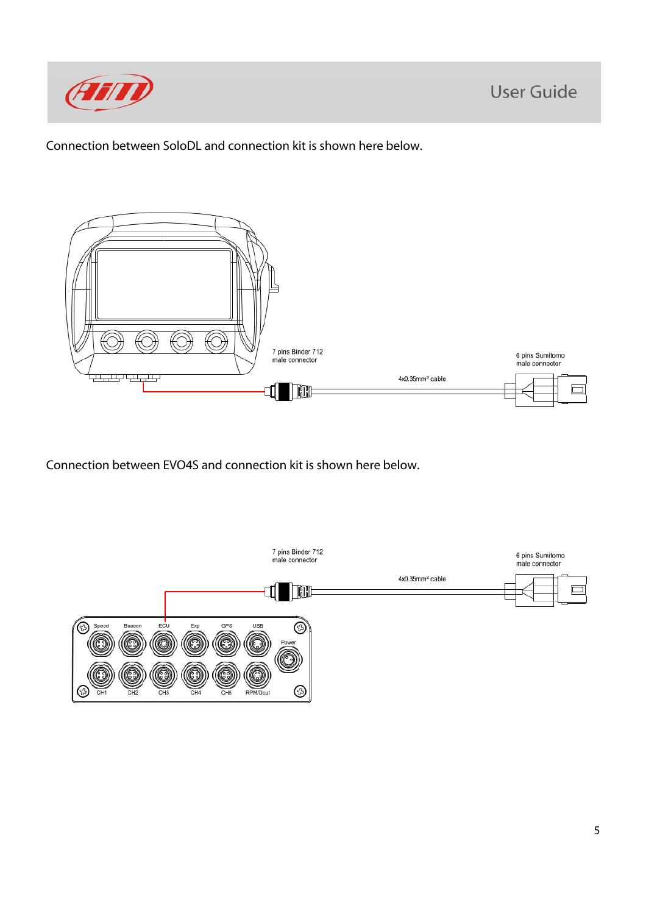Connection between SoloDL and connection kit is shown here below.

7 pins Binder 712 male connector

4x0.35mm² cable

6 pins Sumitomo male connector

Connection between EVO4S and connection kit is shown here below.

7 pins Binder 712 male connector

4x0.35mm² cable

6 pins Sumitomo male connector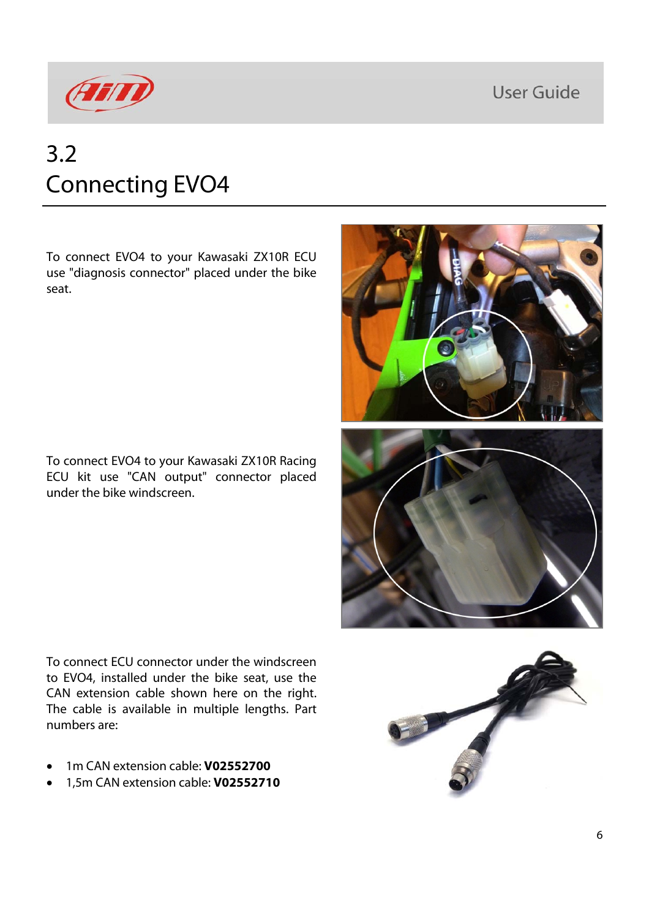## 3.2 Connecting EVO4

To connect EVO4 to your Kawasaki ZX10R ECU use "diagnosis connector" placed under the bike seat.

To connect EVO4 to your Kawasaki ZX10R Racing ECU kit use "CAN output" connector placed under the bike windscreen.

To connect ECU connector under the windscreen to EVO4, installed under the bike seat, use the CAN extension cable shown here on the right. The cable is available in multiple lengths. Part numbers are:

- 1m CAN extension cable: **V02552700**
- 1,5m CAN extension cable: **V02552710**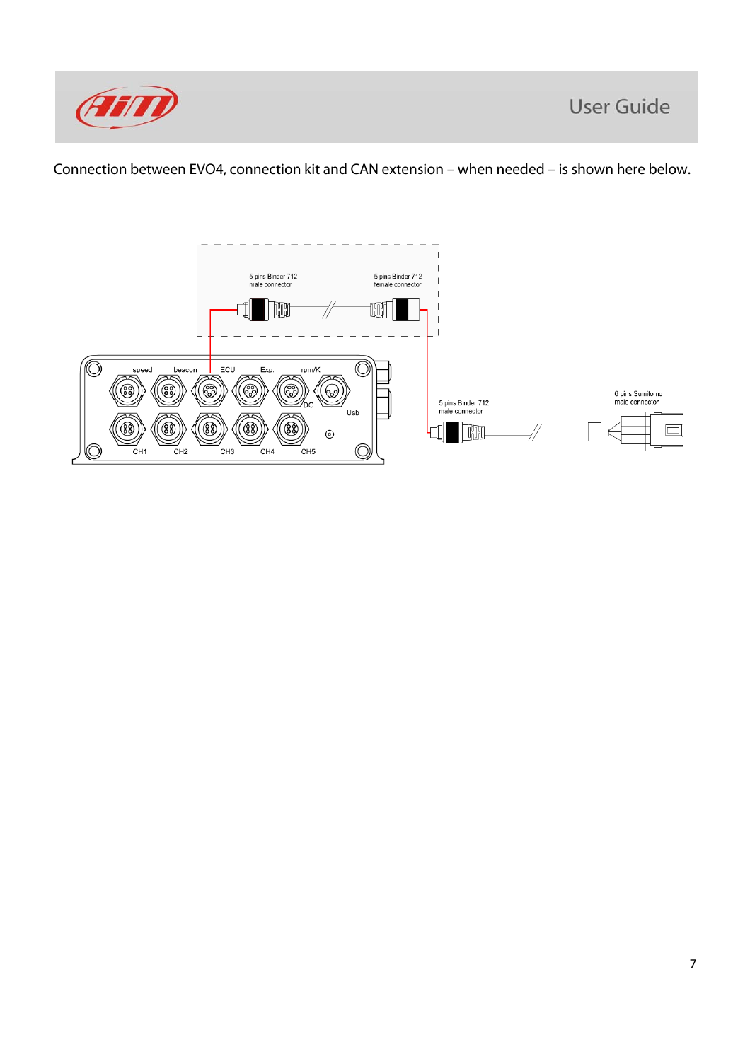Connection between EVO4, connection kit and CAN extension – when needed – is shown here below.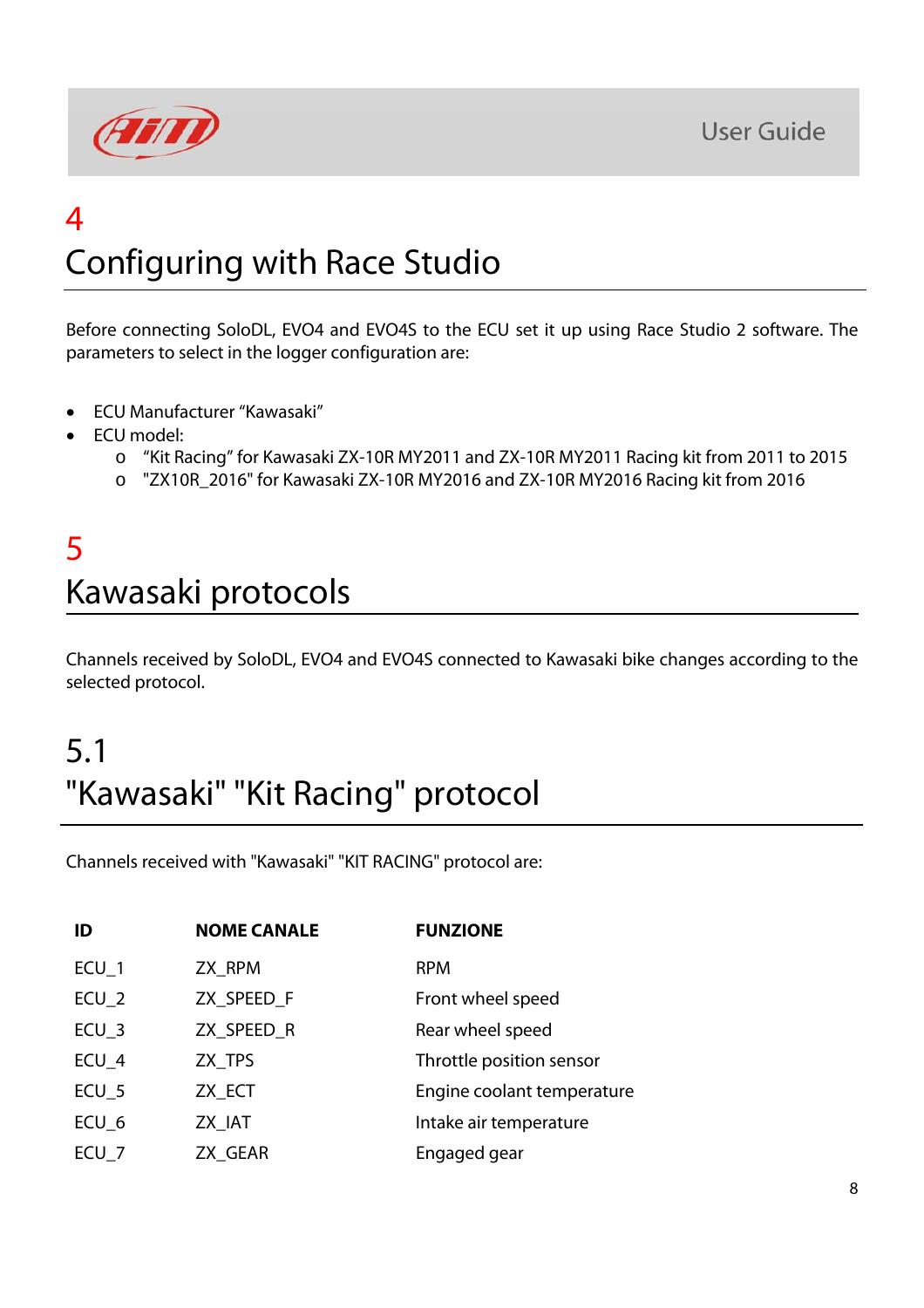# 4
# Configuring with Race Studio

Before connecting SoloDL, EVO4 and EVO4S to the ECU set it up using Race Studio 2 software. The parameters to select in the logger configuration are:

- ECU Manufacturer “Kawasaki”
- ECU model:
  - “Kit Racing” for Kawasaki ZX-10R MY2011 and ZX-10R MY2011 Racing kit from 2011 to 2015
  - "ZX10R_2016" for Kawasaki ZX-10R MY2016 and ZX-10R MY2016 Racing kit from 2016

# 5
# Kawasaki protocols

Channels received by SoloDL, EVO4 and EVO4S connected to Kawasaki bike changes according to the selected protocol.

## 5.1
## "Kawasaki" "Kit Racing" protocol

Channels received with "Kawasaki" "KIT RACING" protocol are:

| ID | NOME CANALE | FUNZIONE |
|---|---|---|
| ECU_1 | ZX_RPM | RPM |
| ECU_2 | ZX_SPEED_F | Front wheel speed |
| ECU_3 | ZX_SPEED_R | Rear wheel speed |
| ECU_4 | ZX_TPS | Throttle position sensor |
| ECU_5 | ZX_ECT | Engine coolant temperature |
| ECU_6 | ZX_IAT | Intake air temperature |
| ECU_7 | ZX_GEAR | Engaged gear |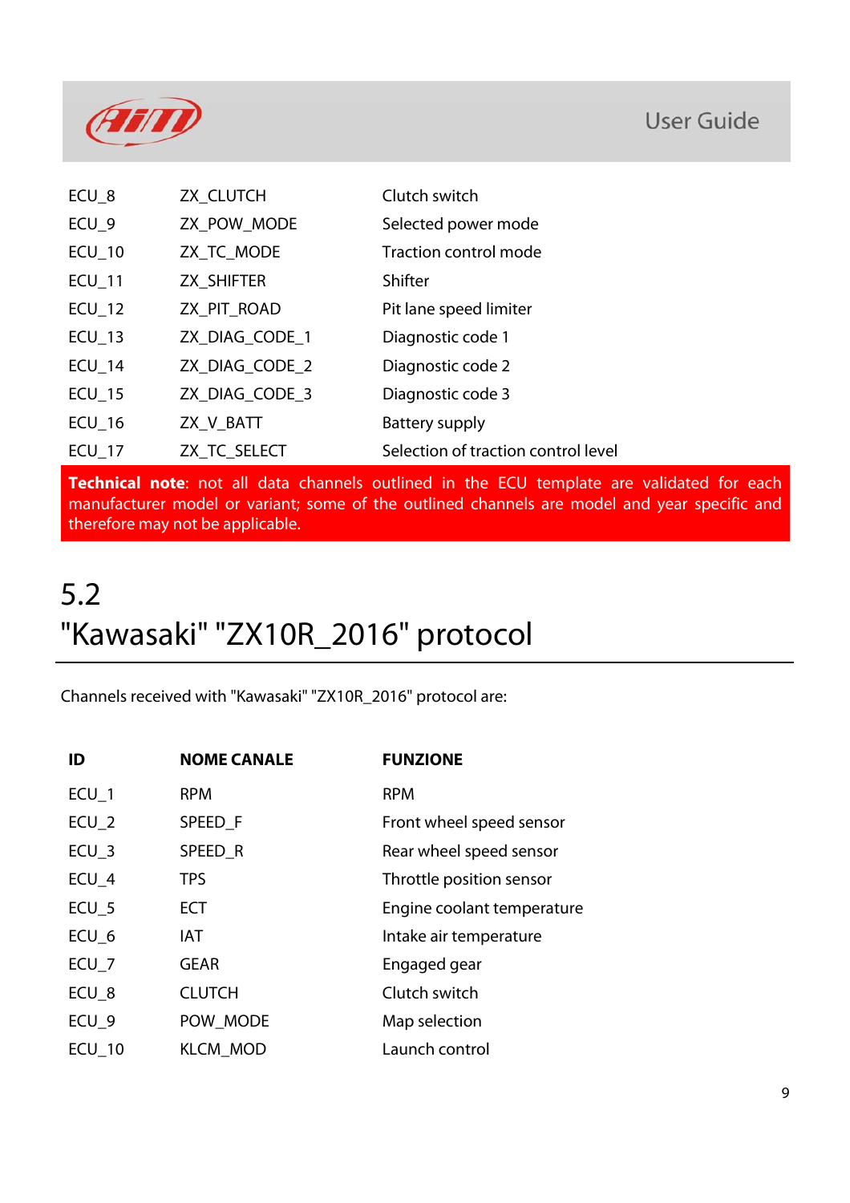| | | |
|---|---|---|
| ECU_8 | ZX_CLUTCH | Clutch switch |
| ECU_9 | ZX_POW_MODE | Selected power mode |
| ECU_10 | ZX_TC_MODE | Traction control mode |
| ECU_11 | ZX_SHIFTER | Shifter |
| ECU_12 | ZX_PIT_ROAD | Pit lane speed limiter |
| ECU_13 | ZX_DIAG_CODE_1 | Diagnostic code 1 |
| ECU_14 | ZX_DIAG_CODE_2 | Diagnostic code 2 |
| ECU_15 | ZX_DIAG_CODE_3 | Diagnostic code 3 |
| ECU_16 | ZX_V_BATT | Battery supply |
| ECU_17 | ZX_TC_SELECT | Selection of traction control level |

**Technical note**: not all data channels outlined in the ECU template are validated for each manufacturer model or variant; some of the outlined channels are model and year specific and therefore may not be applicable.

## 5.2 "Kawasaki" "ZX10R_2016" protocol

Channels received with "Kawasaki" "ZX10R_2016" protocol are:

| ID | NOME CANALE | FUNZIONE |
|---|---|---|
| ECU_1 | RPM | RPM |
| ECU_2 | SPEED_F | Front wheel speed sensor |
| ECU_3 | SPEED_R | Rear wheel speed sensor |
| ECU_4 | TPS | Throttle position sensor |
| ECU_5 | ECT | Engine coolant temperature |
| ECU_6 | IAT | Intake air temperature |
| ECU_7 | GEAR | Engaged gear |
| ECU_8 | CLUTCH | Clutch switch |
| ECU_9 | POW_MODE | Map selection |
| ECU_10 | KLCM_MOD | Launch control |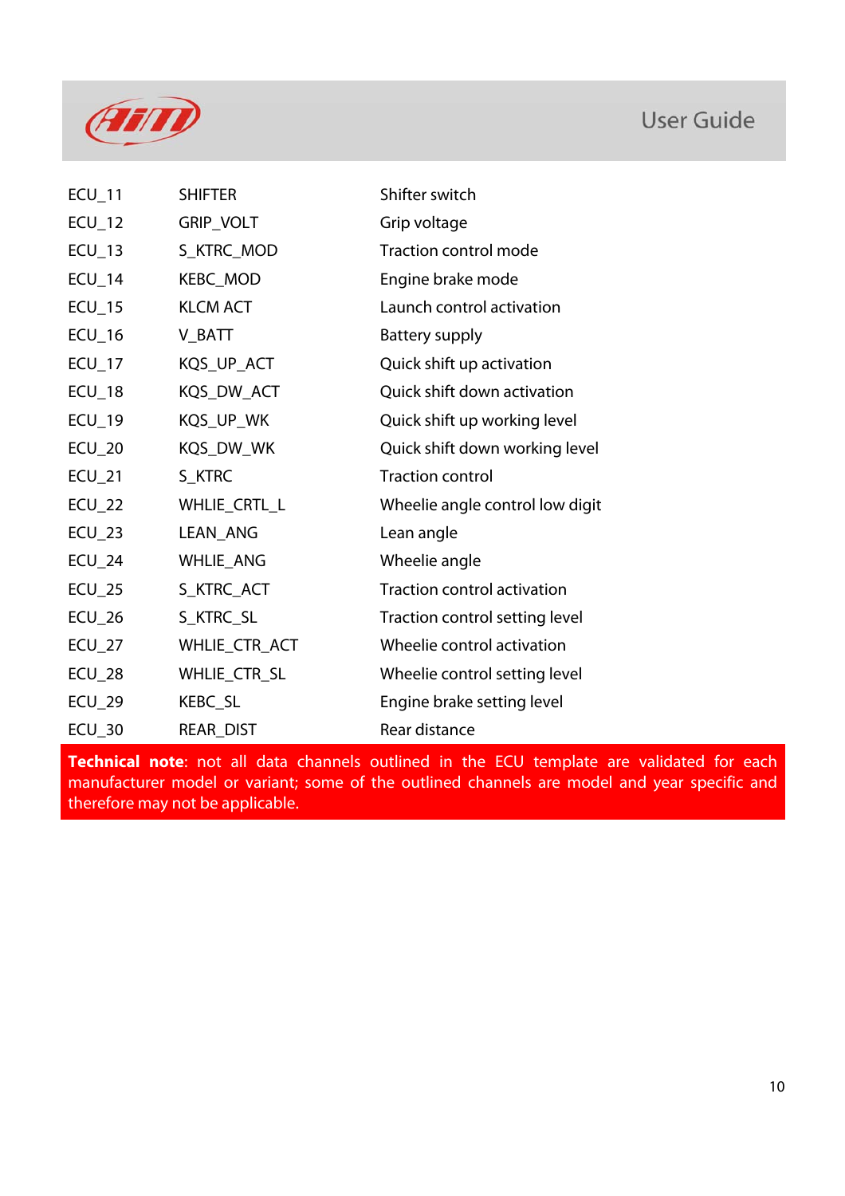| | | |
|---|---|---|
| ECU_11 | SHIFTER | Shifter switch |
| ECU_12 | GRIP_VOLT | Grip voltage |
| ECU_13 | S_KTRC_MOD | Traction control mode |
| ECU_14 | KEBC_MOD | Engine brake mode |
| ECU_15 | KLCM ACT | Launch control activation |
| ECU_16 | V_BATT | Battery supply |
| ECU_17 | KQS_UP_ACT | Quick shift up activation |
| ECU_18 | KQS_DW_ACT | Quick shift down activation |
| ECU_19 | KQS_UP_WK | Quick shift up working level |
| ECU_20 | KQS_DW_WK | Quick shift down working level |
| ECU_21 | S_KTRC | Traction control |
| ECU_22 | WHLIE_CRTL_L | Wheelie angle control low digit |
| ECU_23 | LEAN_ANG | Lean angle |
| ECU_24 | WHLIE_ANG | Wheelie angle |
| ECU_25 | S_KTRC_ACT | Traction control activation |
| ECU_26 | S_KTRC_SL | Traction control setting level |
| ECU_27 | WHLIE_CTR_ACT | Wheelie control activation |
| ECU_28 | WHLIE_CTR_SL | Wheelie control setting level |
| ECU_29 | KEBC_SL | Engine brake setting level |
| ECU_30 | REAR_DIST | Rear distance |

**Technical note**: not all data channels outlined in the ECU template are validated for each manufacturer model or variant; some of the outlined channels are model and year specific and therefore may not be applicable.